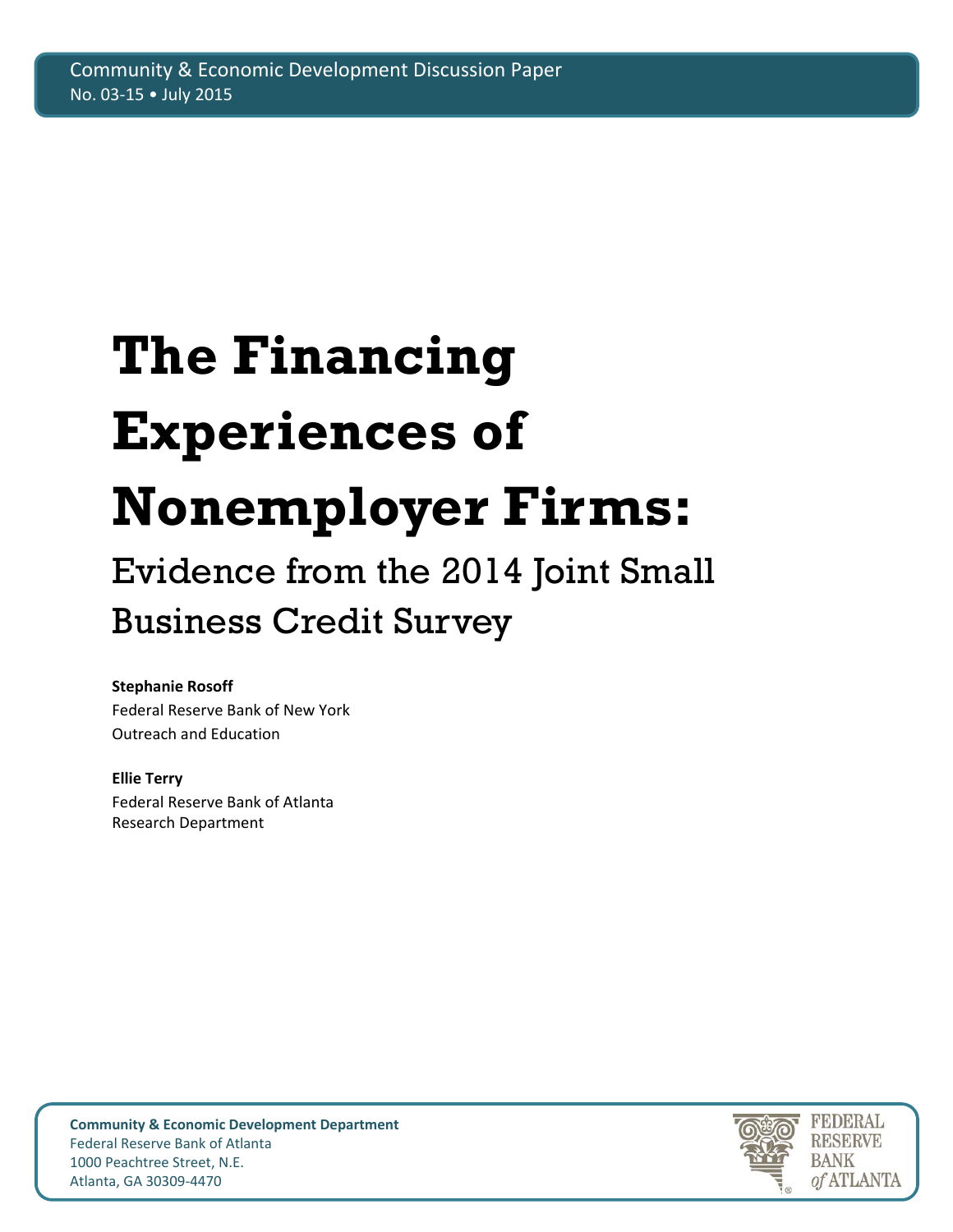Community & Economic Development Discussion Paper
No. 03-15 • July 2015

# The Financing Experiences of Nonemployer Firms:

## Evidence from the 2014 Joint Small Business Credit Survey

**Stephanie Rosoff**
Federal Reserve Bank of New York
Outreach and Education

**Ellie Terry**
Federal Reserve Bank of Atlanta
Research Department

**Community & Economic Development Department**
Federal Reserve Bank of Atlanta
1000 Peachtree Street, N.E.
Atlanta, GA 30309-4470

FEDERAL RESERVE BANK *of* ATLANTA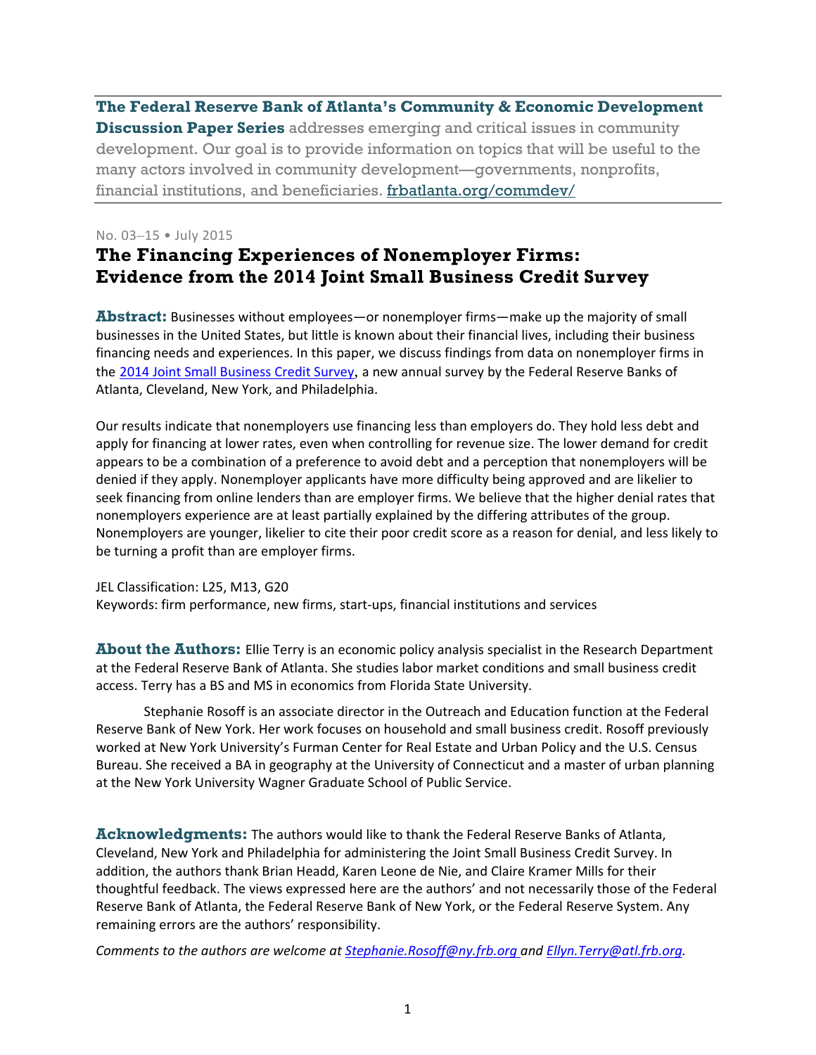**The Federal Reserve Bank of Atlanta's Community & Economic Development Discussion Paper Series** addresses emerging and critical issues in community development. Our goal is to provide information on topics that will be useful to the many actors involved in community development—governments, nonprofits, financial institutions, and beneficiaries. [frbatlanta.org/commdev/](frbatlanta.org/commdev/)

No. 03–15 • July 2015

# The Financing Experiences of Nonemployer Firms: Evidence from the 2014 Joint Small Business Credit Survey

**Abstract:** Businesses without employees—or nonemployer firms—make up the majority of small businesses in the United States, but little is known about their financial lives, including their business financing needs and experiences. In this paper, we discuss findings from data on nonemployer firms in the 2014 Joint Small Business Credit Survey, a new annual survey by the Federal Reserve Banks of Atlanta, Cleveland, New York, and Philadelphia.

Our results indicate that nonemployers use financing less than employers do. They hold less debt and apply for financing at lower rates, even when controlling for revenue size. The lower demand for credit appears to be a combination of a preference to avoid debt and a perception that nonemployers will be denied if they apply. Nonemployer applicants have more difficulty being approved and are likelier to seek financing from online lenders than are employer firms. We believe that the higher denial rates that nonemployers experience are at least partially explained by the differing attributes of the group. Nonemployers are younger, likelier to cite their poor credit score as a reason for denial, and less likely to be turning a profit than are employer firms.

JEL Classification: L25, M13, G20
Keywords: firm performance, new firms, start-ups, financial institutions and services

**About the Authors:** Ellie Terry is an economic policy analysis specialist in the Research Department at the Federal Reserve Bank of Atlanta. She studies labor market conditions and small business credit access. Terry has a BS and MS in economics from Florida State University.

Stephanie Rosoff is an associate director in the Outreach and Education function at the Federal Reserve Bank of New York. Her work focuses on household and small business credit. Rosoff previously worked at New York University's Furman Center for Real Estate and Urban Policy and the U.S. Census Bureau. She received a BA in geography at the University of Connecticut and a master of urban planning at the New York University Wagner Graduate School of Public Service.

**Acknowledgments:** The authors would like to thank the Federal Reserve Banks of Atlanta, Cleveland, New York and Philadelphia for administering the Joint Small Business Credit Survey. In addition, the authors thank Brian Headd, Karen Leone de Nie, and Claire Kramer Mills for their thoughtful feedback. The views expressed here are the authors' and not necessarily those of the Federal Reserve Bank of Atlanta, the Federal Reserve Bank of New York, or the Federal Reserve System. Any remaining errors are the authors' responsibility.

*Comments to the authors are welcome at Stephanie.Rosoff@ny.frb.org and Ellyn.Terry@atl.frb.org.*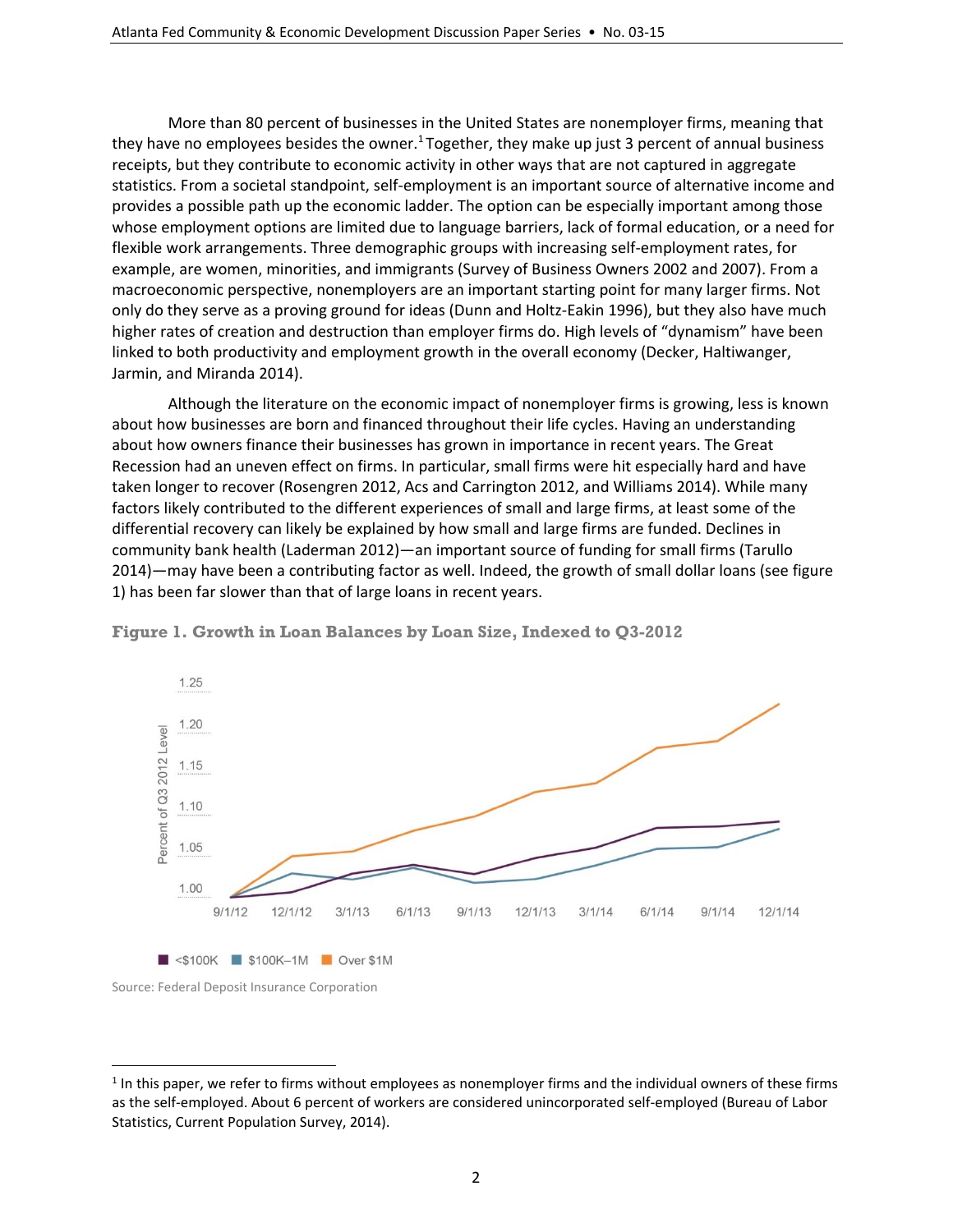More than 80 percent of businesses in the United States are nonemployer firms, meaning that they have no employees besides the owner.[1] Together, they make up just 3 percent of annual business receipts, but they contribute to economic activity in other ways that are not captured in aggregate statistics. From a societal standpoint, self-employment is an important source of alternative income and provides a possible path up the economic ladder. The option can be especially important among those whose employment options are limited due to language barriers, lack of formal education, or a need for flexible work arrangements. Three demographic groups with increasing self-employment rates, for example, are women, minorities, and immigrants (Survey of Business Owners 2002 and 2007). From a macroeconomic perspective, nonemployers are an important starting point for many larger firms. Not only do they serve as a proving ground for ideas (Dunn and Holtz-Eakin 1996), but they also have much higher rates of creation and destruction than employer firms do. High levels of "dynamism" have been linked to both productivity and employment growth in the overall economy (Decker, Haltiwanger, Jarmin, and Miranda 2014).

Although the literature on the economic impact of nonemployer firms is growing, less is known about how businesses are born and financed throughout their life cycles. Having an understanding about how owners finance their businesses has grown in importance in recent years. The Great Recession had an uneven effect on firms. In particular, small firms were hit especially hard and have taken longer to recover (Rosengren 2012, Acs and Carrington 2012, and Williams 2014). While many factors likely contributed to the different experiences of small and large firms, at least some of the differential recovery can likely be explained by how small and large firms are funded. Declines in community bank health (Laderman 2012)—an important source of funding for small firms (Tarullo 2014)—may have been a contributing factor as well. Indeed, the growth of small dollar loans (see figure 1) has been far slower than that of large loans in recent years.

**Figure 1. Growth in Loan Balances by Loan Size, Indexed to Q3-2012**

Source: Federal Deposit Insurance Corporation

---

[1] In this paper, we refer to firms without employees as nonemployer firms and the individual owners of these firms as the self-employed. About 6 percent of workers are considered unincorporated self-employed (Bureau of Labor Statistics, Current Population Survey, 2014).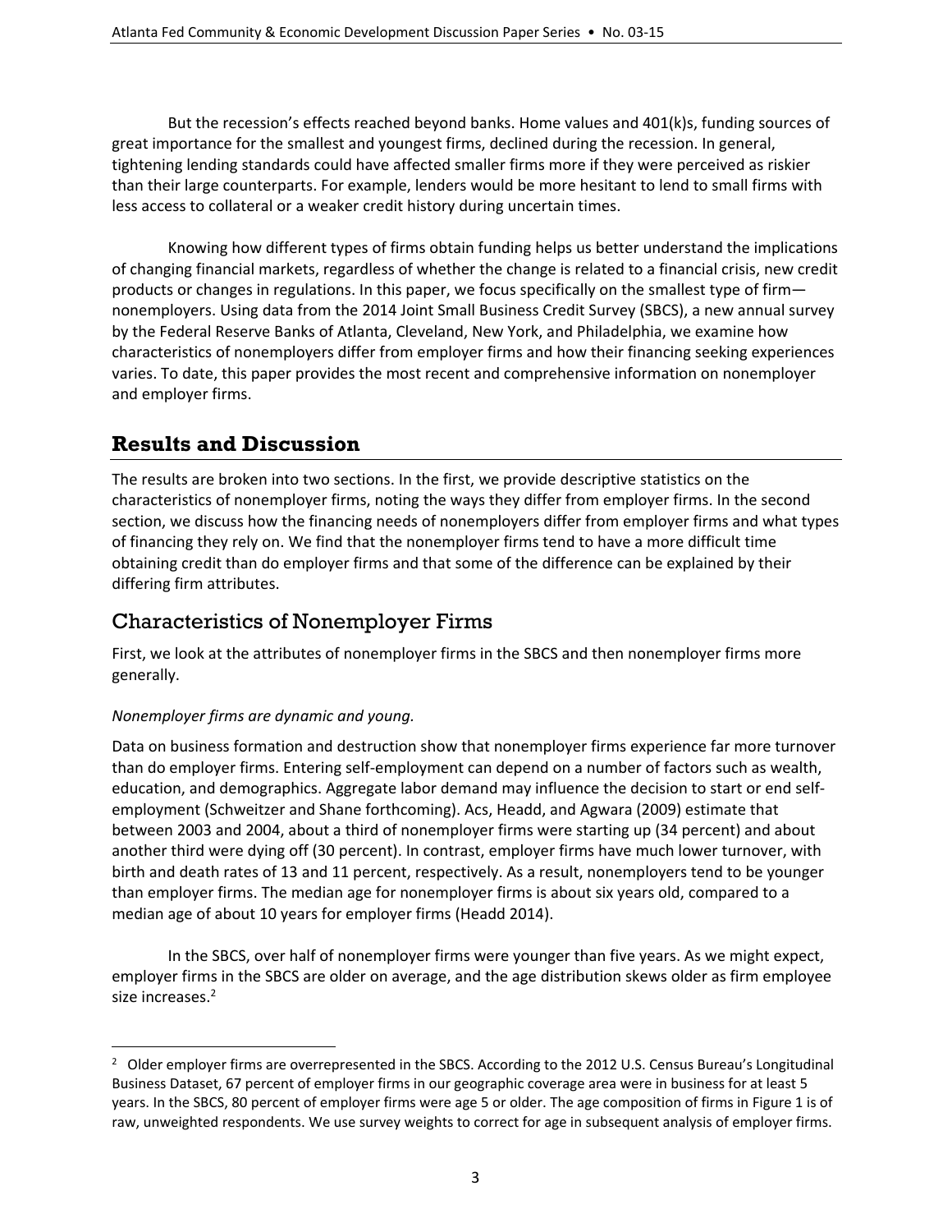But the recession's effects reached beyond banks. Home values and 401(k)s, funding sources of great importance for the smallest and youngest firms, declined during the recession. In general, tightening lending standards could have affected smaller firms more if they were perceived as riskier than their large counterparts. For example, lenders would be more hesitant to lend to small firms with less access to collateral or a weaker credit history during uncertain times.

Knowing how different types of firms obtain funding helps us better understand the implications of changing financial markets, regardless of whether the change is related to a financial crisis, new credit products or changes in regulations. In this paper, we focus specifically on the smallest type of firm—nonemployers. Using data from the 2014 Joint Small Business Credit Survey (SBCS), a new annual survey by the Federal Reserve Banks of Atlanta, Cleveland, New York, and Philadelphia, we examine how characteristics of nonemployers differ from employer firms and how their financing seeking experiences varies. To date, this paper provides the most recent and comprehensive information on nonemployer and employer firms.

## Results and Discussion

The results are broken into two sections. In the first, we provide descriptive statistics on the characteristics of nonemployer firms, noting the ways they differ from employer firms. In the second section, we discuss how the financing needs of nonemployers differ from employer firms and what types of financing they rely on. We find that the nonemployer firms tend to have a more difficult time obtaining credit than do employer firms and that some of the difference can be explained by their differing firm attributes.

### Characteristics of Nonemployer Firms

First, we look at the attributes of nonemployer firms in the SBCS and then nonemployer firms more generally.

*Nonemployer firms are dynamic and young.*

Data on business formation and destruction show that nonemployer firms experience far more turnover than do employer firms. Entering self-employment can depend on a number of factors such as wealth, education, and demographics. Aggregate labor demand may influence the decision to start or end self-employment (Schweitzer and Shane forthcoming). Acs, Headd, and Agwara (2009) estimate that between 2003 and 2004, about a third of nonemployer firms were starting up (34 percent) and about another third were dying off (30 percent). In contrast, employer firms have much lower turnover, with birth and death rates of 13 and 11 percent, respectively. As a result, nonemployers tend to be younger than employer firms. The median age for nonemployer firms is about six years old, compared to a median age of about 10 years for employer firms (Headd 2014).

In the SBCS, over half of nonemployer firms were younger than five years. As we might expect, employer firms in the SBCS are older on average, and the age distribution skews older as firm employee size increases.[2]

[2] Older employer firms are overrepresented in the SBCS. According to the 2012 U.S. Census Bureau's Longitudinal Business Dataset, 67 percent of employer firms in our geographic coverage area were in business for at least 5 years. In the SBCS, 80 percent of employer firms were age 5 or older. The age composition of firms in Figure 1 is of raw, unweighted respondents. We use survey weights to correct for age in subsequent analysis of employer firms.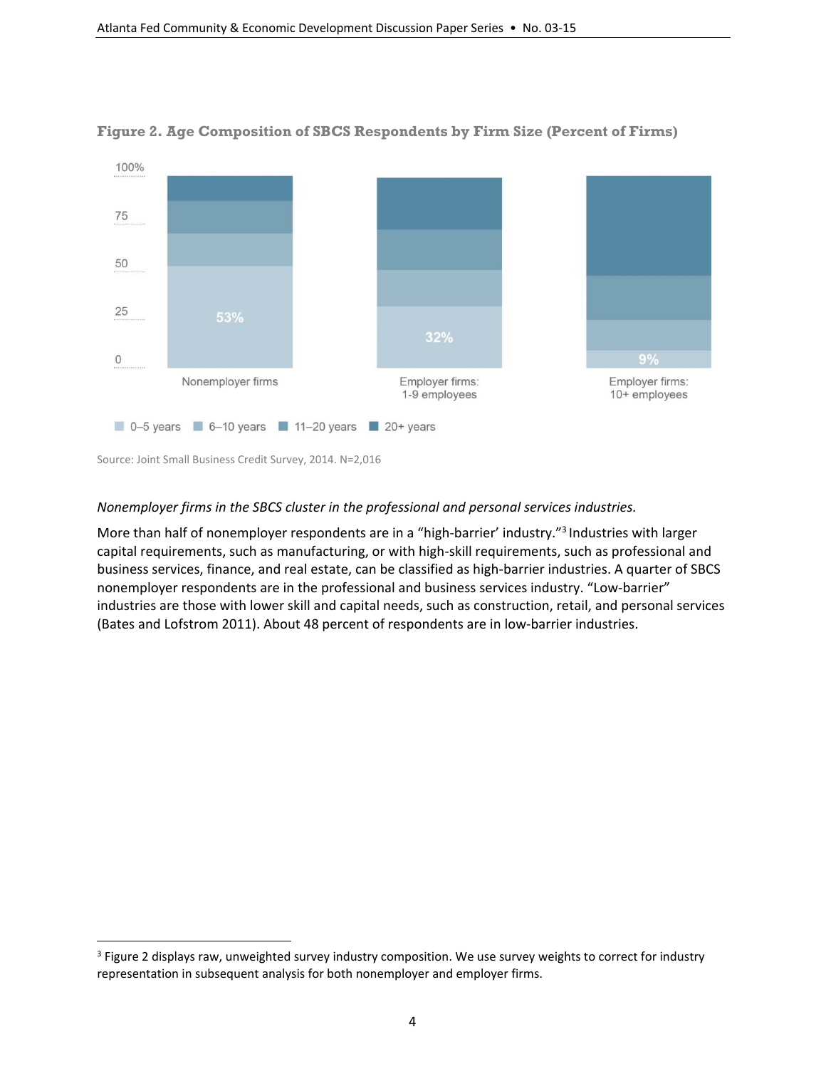**Figure 2. Age Composition of SBCS Respondents by Firm Size (Percent of Firms)**

| | Nonemployer firms | Employer firms: 1-9 employees | Employer firms: 10+ employees |
|---|---|---|---|
| 0–5 years | 53% | 32% | 9% |

Legend: 0–5 years, 6–10 years, 11–20 years, 20+ years

Source: Joint Small Business Credit Survey, 2014. N=2,016

*Nonemployer firms in the SBCS cluster in the professional and personal services industries.*

More than half of nonemployer respondents are in a "high-barrier' industry."[3] Industries with larger capital requirements, such as manufacturing, or with high-skill requirements, such as professional and business services, finance, and real estate, can be classified as high-barrier industries. A quarter of SBCS nonemployer respondents are in the professional and business services industry. "Low-barrier" industries are those with lower skill and capital needs, such as construction, retail, and personal services (Bates and Lofstrom 2011). About 48 percent of respondents are in low-barrier industries.

[3] Figure 2 displays raw, unweighted survey industry composition. We use survey weights to correct for industry representation in subsequent analysis for both nonemployer and employer firms.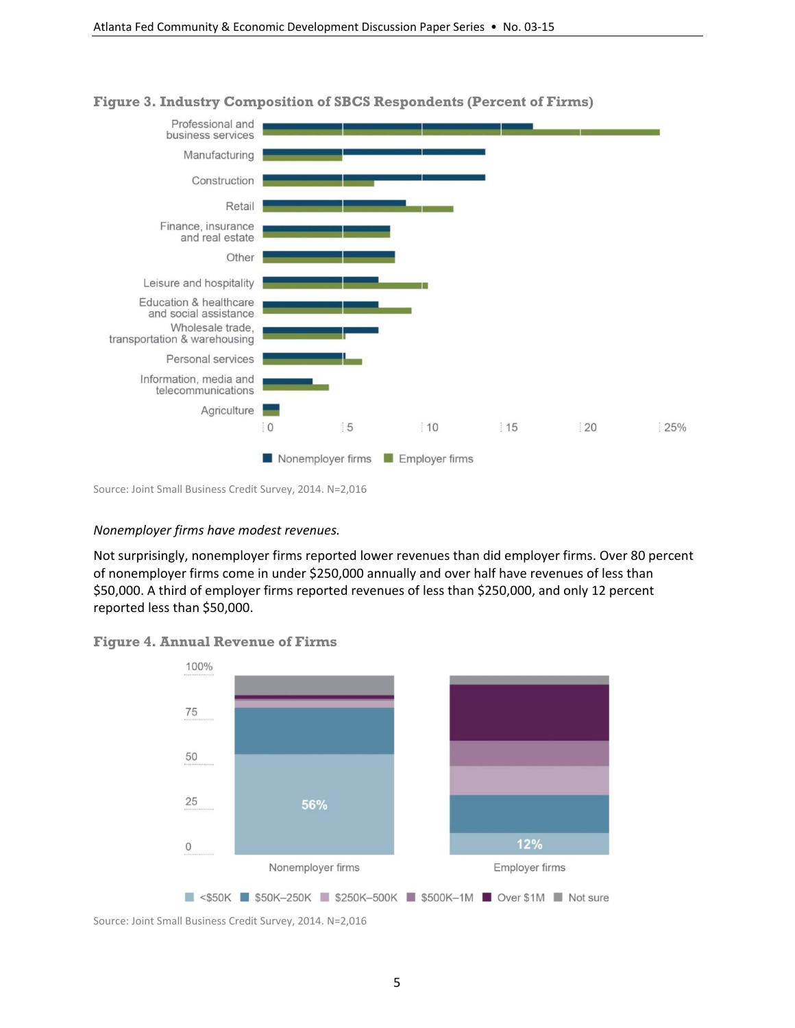**Figure 3. Industry Composition of SBCS Respondents (Percent of Firms)**

Source: Joint Small Business Credit Survey, 2014. N=2,016

*Nonemployer firms have modest revenues.*

Not surprisingly, nonemployer firms reported lower revenues than did employer firms. Over 80 percent of nonemployer firms come in under $250,000 annually and over half have revenues of less than $50,000. A third of employer firms reported revenues of less than $250,000, and only 12 percent reported less than $50,000.

**Figure 4. Annual Revenue of Firms**

Source: Joint Small Business Credit Survey, 2014. N=2,016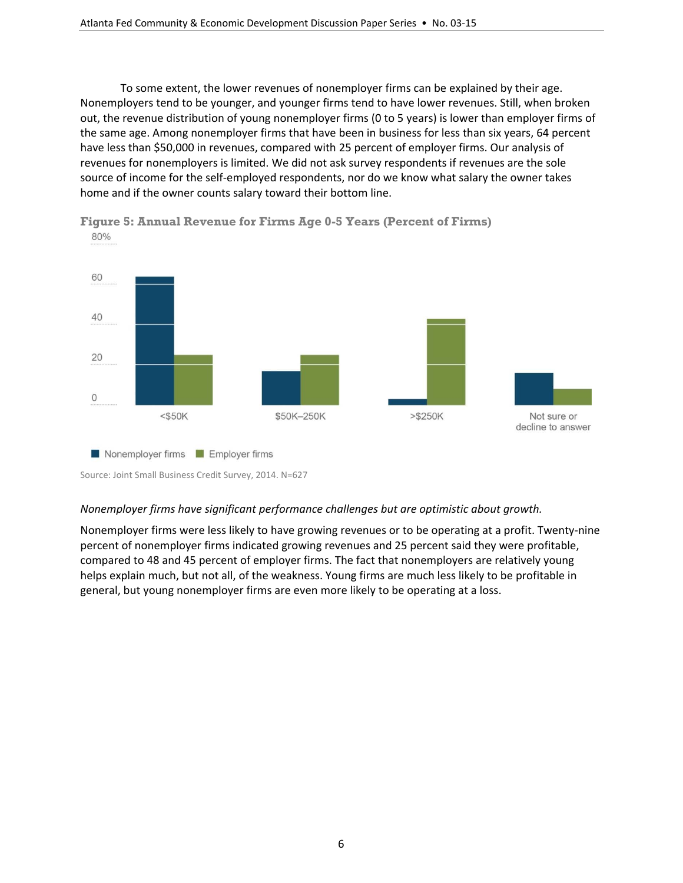To some extent, the lower revenues of nonemployer firms can be explained by their age. Nonemployers tend to be younger, and younger firms tend to have lower revenues. Still, when broken out, the revenue distribution of young nonemployer firms (0 to 5 years) is lower than employer firms of the same age. Among nonemployer firms that have been in business for less than six years, 64 percent have less than $50,000 in revenues, compared with 25 percent of employer firms. Our analysis of revenues for nonemployers is limited. We did not ask survey respondents if revenues are the sole source of income for the self-employed respondents, nor do we know what salary the owner takes home and if the owner counts salary toward their bottom line.

**Figure 5: Annual Revenue for Firms Age 0-5 Years (Percent of Firms)**

Source: Joint Small Business Credit Survey, 2014. N=627

*Nonemployer firms have significant performance challenges but are optimistic about growth.*

Nonemployer firms were less likely to have growing revenues or to be operating at a profit. Twenty-nine percent of nonemployer firms indicated growing revenues and 25 percent said they were profitable, compared to 48 and 45 percent of employer firms. The fact that nonemployers are relatively young helps explain much, but not all, of the weakness. Young firms are much less likely to be profitable in general, but young nonemployer firms are even more likely to be operating at a loss.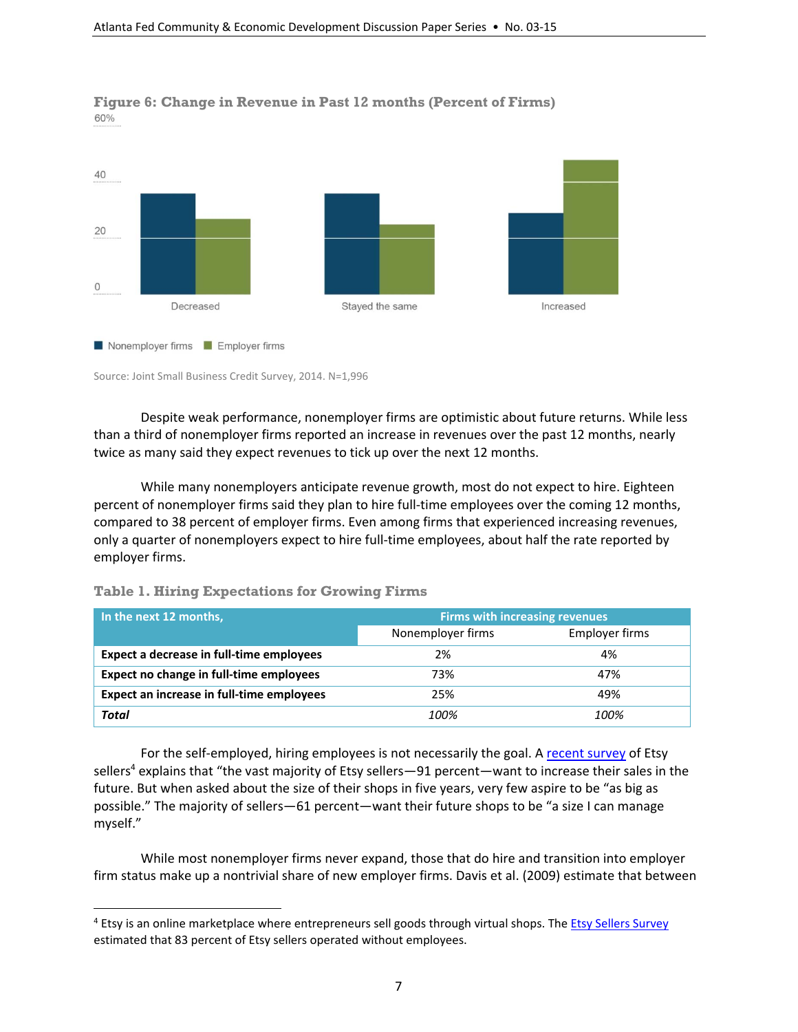**Figure 6: Change in Revenue in Past 12 months (Percent of Firms)**

Source: Joint Small Business Credit Survey, 2014. N=1,996

Despite weak performance, nonemployer firms are optimistic about future returns. While less than a third of nonemployer firms reported an increase in revenues over the past 12 months, nearly twice as many said they expect revenues to tick up over the next 12 months.

While many nonemployers anticipate revenue growth, most do not expect to hire. Eighteen percent of nonemployer firms said they plan to hire full-time employees over the coming 12 months, compared to 38 percent of employer firms. Even among firms that experienced increasing revenues, only a quarter of nonemployers expect to hire full-time employees, about half the rate reported by employer firms.

**Table 1. Hiring Expectations for Growing Firms**

| In the next 12 months, | Firms with increasing revenues | |
|---|---|---|
| | Nonemployer firms | Employer firms |
| **Expect a decrease in full-time employees** | 2% | 4% |
| **Expect no change in full-time employees** | 73% | 47% |
| **Expect an increase in full-time employees** | 25% | 49% |
| ***Total*** | *100%* | *100%* |

For the self-employed, hiring employees is not necessarily the goal. A recent survey of Etsy sellers[4] explains that "the vast majority of Etsy sellers—91 percent—want to increase their sales in the future. But when asked about the size of their shops in five years, very few aspire to be "as big as possible." The majority of sellers—61 percent—want their future shops to be "a size I can manage myself."

While most nonemployer firms never expand, those that do hire and transition into employer firm status make up a nontrivial share of new employer firms. Davis et al. (2009) estimate that between

[4] Etsy is an online marketplace where entrepreneurs sell goods through virtual shops. The Etsy Sellers Survey estimated that 83 percent of Etsy sellers operated without employees.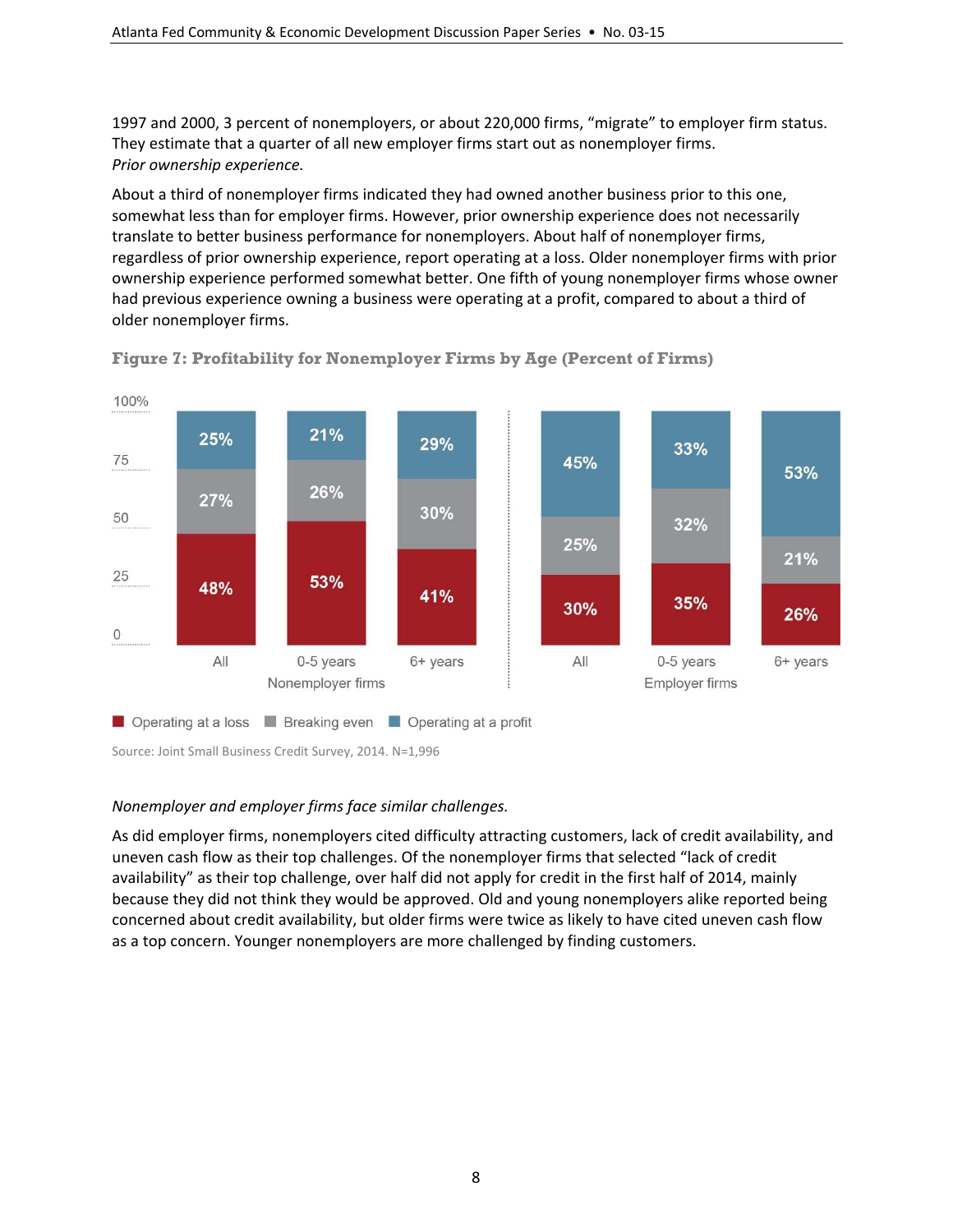1997 and 2000, 3 percent of nonemployers, or about 220,000 firms, "migrate" to employer firm status. They estimate that a quarter of all new employer firms start out as nonemployer firms.

*Prior ownership experience.*

About a third of nonemployer firms indicated they had owned another business prior to this one, somewhat less than for employer firms. However, prior ownership experience does not necessarily translate to better business performance for nonemployers. About half of nonemployer firms, regardless of prior ownership experience, report operating at a loss. Older nonemployer firms with prior ownership experience performed somewhat better. One fifth of young nonemployer firms whose owner had previous experience owning a business were operating at a profit, compared to about a third of older nonemployer firms.

**Figure 7: Profitability for Nonemployer Firms by Age (Percent of Firms)**

| | Nonemployer firms: All | Nonemployer firms: 0-5 years | Nonemployer firms: 6+ years | Employer firms: All | Employer firms: 0-5 years | Employer firms: 6+ years |
|---|---|---|---|---|---|---|
| Operating at a loss | 48% | 53% | 41% | 30% | 35% | 26% |
| Breaking even | 27% | 26% | 30% | 25% | 32% | 21% |
| Operating at a profit | 25% | 21% | 29% | 45% | 33% | 53% |

Source: Joint Small Business Credit Survey, 2014. N=1,996

*Nonemployer and employer firms face similar challenges.*

As did employer firms, nonemployers cited difficulty attracting customers, lack of credit availability, and uneven cash flow as their top challenges. Of the nonemployer firms that selected "lack of credit availability" as their top challenge, over half did not apply for credit in the first half of 2014, mainly because they did not think they would be approved. Old and young nonemployers alike reported being concerned about credit availability, but older firms were twice as likely to have cited uneven cash flow as a top concern. Younger nonemployers are more challenged by finding customers.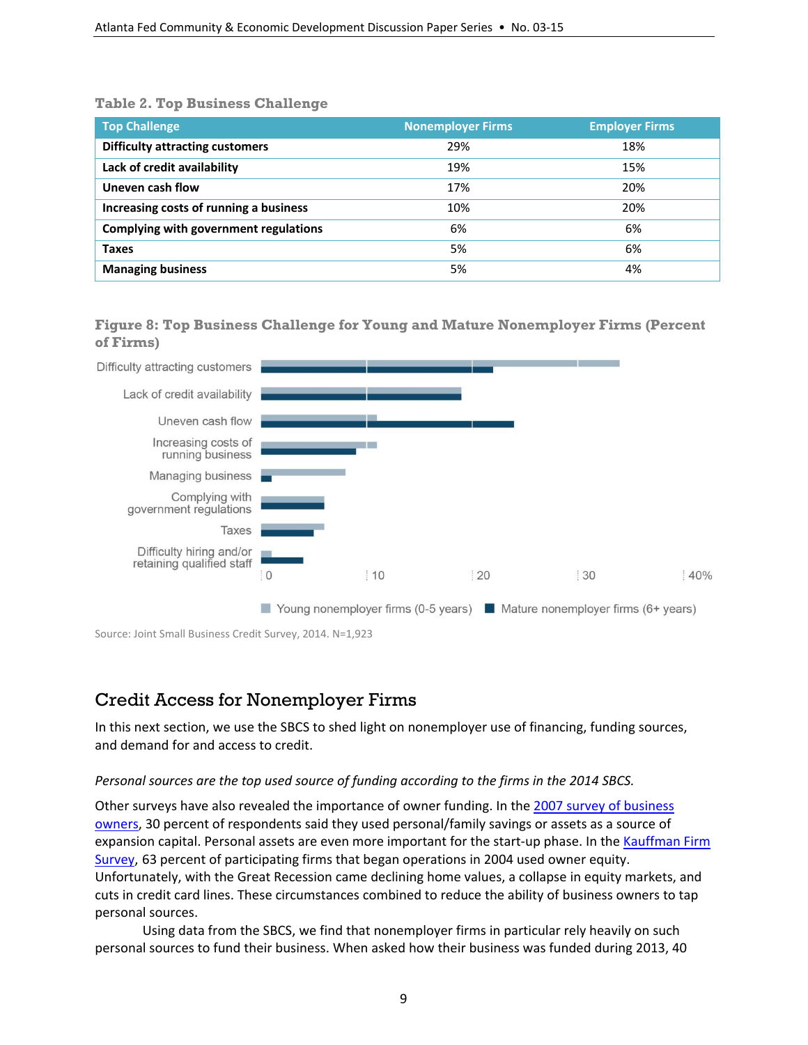**Table 2. Top Business Challenge**

| Top Challenge | Nonemployer Firms | Employer Firms |
|---|---|---|
| **Difficulty attracting customers** | 29% | 18% |
| **Lack of credit availability** | 19% | 15% |
| **Uneven cash flow** | 17% | 20% |
| **Increasing costs of running a business** | 10% | 20% |
| **Complying with government regulations** | 6% | 6% |
| **Taxes** | 5% | 6% |
| **Managing business** | 5% | 4% |

**Figure 8: Top Business Challenge for Young and Mature Nonemployer Firms (Percent of Firms)**

Source: Joint Small Business Credit Survey, 2014. N=1,923

## Credit Access for Nonemployer Firms

In this next section, we use the SBCS to shed light on nonemployer use of financing, funding sources, and demand for and access to credit.

*Personal sources are the top used source of funding according to the firms in the 2014 SBCS.*

Other surveys have also revealed the importance of owner funding. In the 2007 survey of business owners, 30 percent of respondents said they used personal/family savings or assets as a source of expansion capital. Personal assets are even more important for the start-up phase. In the Kauffman Firm Survey, 63 percent of participating firms that began operations in 2004 used owner equity. Unfortunately, with the Great Recession came declining home values, a collapse in equity markets, and cuts in credit card lines. These circumstances combined to reduce the ability of business owners to tap personal sources.

Using data from the SBCS, we find that nonemployer firms in particular rely heavily on such personal sources to fund their business. When asked how their business was funded during 2013, 40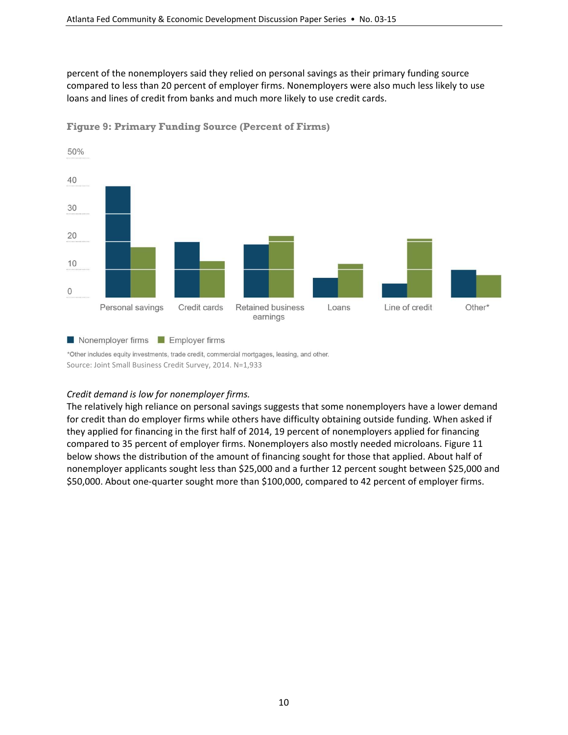percent of the nonemployers said they relied on personal savings as their primary funding source compared to less than 20 percent of employer firms. Nonemployers were also much less likely to use loans and lines of credit from banks and much more likely to use credit cards.

**Figure 9: Primary Funding Source (Percent of Firms)**

*Other includes equity investments, trade credit, commercial mortgages, leasing, and other.

Source: Joint Small Business Credit Survey, 2014. N=1,933

*Credit demand is low for nonemployer firms.*

The relatively high reliance on personal savings suggests that some nonemployers have a lower demand for credit than do employer firms while others have difficulty obtaining outside funding. When asked if they applied for financing in the first half of 2014, 19 percent of nonemployers applied for financing compared to 35 percent of employer firms. Nonemployers also mostly needed microloans. Figure 11 below shows the distribution of the amount of financing sought for those that applied. About half of nonemployer applicants sought less than $25,000 and a further 12 percent sought between $25,000 and $50,000. About one-quarter sought more than $100,000, compared to 42 percent of employer firms.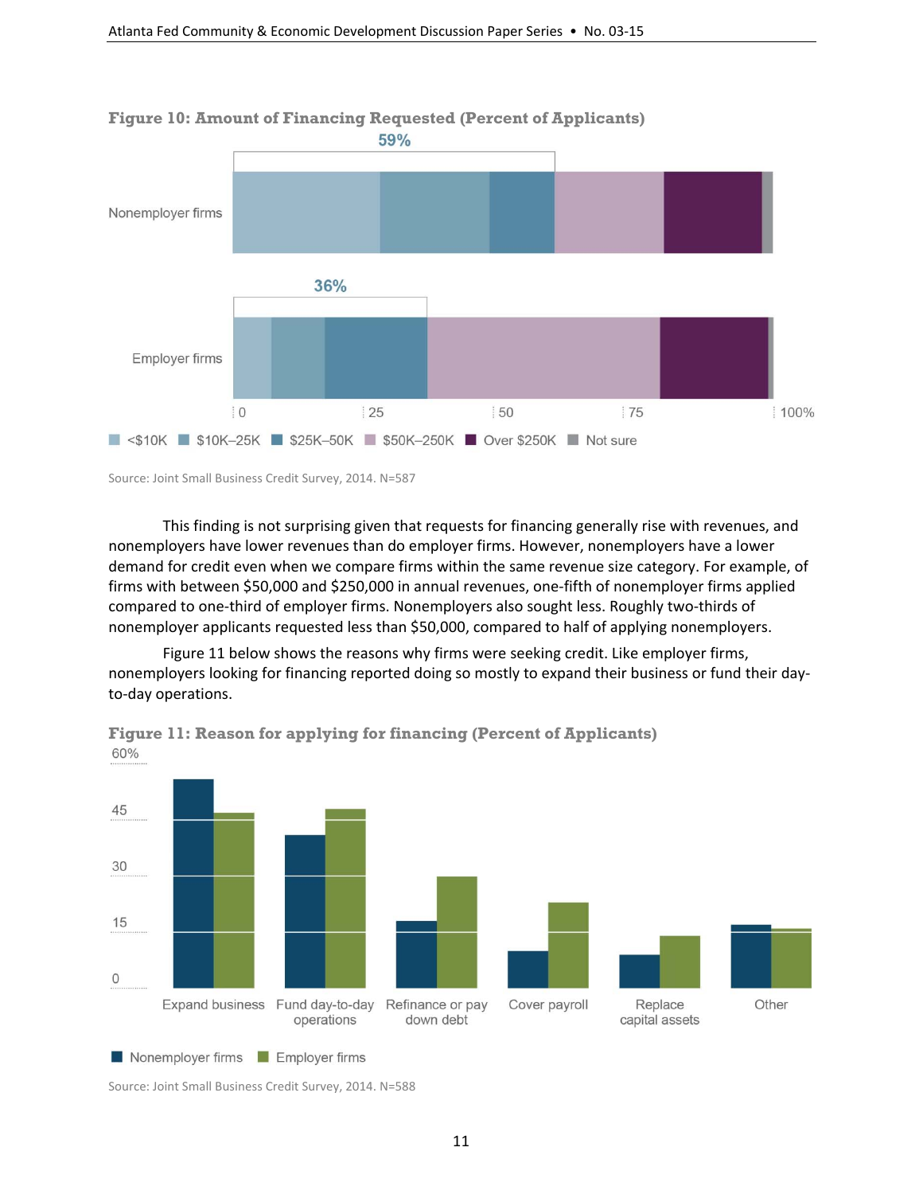**Figure 10: Amount of Financing Requested (Percent of Applicants)**

Source: Joint Small Business Credit Survey, 2014. N=587

This finding is not surprising given that requests for financing generally rise with revenues, and nonemployers have lower revenues than do employer firms. However, nonemployers have a lower demand for credit even when we compare firms within the same revenue size category. For example, of firms with between $50,000 and $250,000 in annual revenues, one-fifth of nonemployer firms applied compared to one-third of employer firms. Nonemployers also sought less. Roughly two-thirds of nonemployer applicants requested less than $50,000, compared to half of applying nonemployers.

Figure 11 below shows the reasons why firms were seeking credit. Like employer firms, nonemployers looking for financing reported doing so mostly to expand their business or fund their day-to-day operations.

**Figure 11: Reason for applying for financing (Percent of Applicants)**

Source: Joint Small Business Credit Survey, 2014. N=588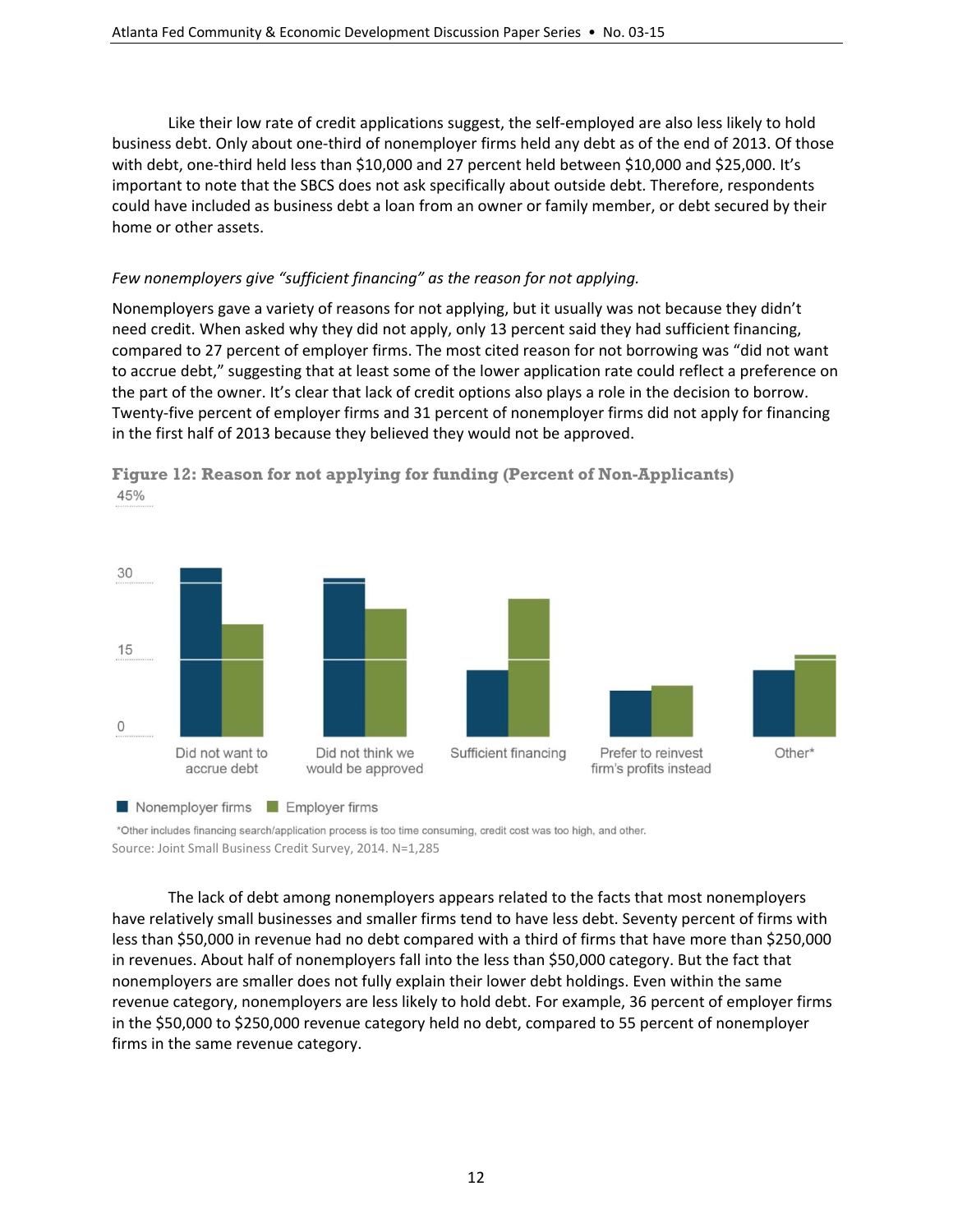Like their low rate of credit applications suggest, the self-employed are also less likely to hold business debt. Only about one-third of nonemployer firms held any debt as of the end of 2013. Of those with debt, one-third held less than $10,000 and 27 percent held between $10,000 and $25,000. It's important to note that the SBCS does not ask specifically about outside debt. Therefore, respondents could have included as business debt a loan from an owner or family member, or debt secured by their home or other assets.

*Few nonemployers give "sufficient financing" as the reason for not applying.*

Nonemployers gave a variety of reasons for not applying, but it usually was not because they didn't need credit. When asked why they did not apply, only 13 percent said they had sufficient financing, compared to 27 percent of employer firms. The most cited reason for not borrowing was "did not want to accrue debt," suggesting that at least some of the lower application rate could reflect a preference on the part of the owner. It's clear that lack of credit options also plays a role in the decision to borrow. Twenty-five percent of employer firms and 31 percent of nonemployer firms did not apply for financing in the first half of 2013 because they believed they would not be approved.

**Figure 12: Reason for not applying for funding (Percent of Non-Applicants)**

*Other includes financing search/application process is too time consuming, credit cost was too high, and other.

Source: Joint Small Business Credit Survey, 2014. N=1,285

The lack of debt among nonemployers appears related to the facts that most nonemployers have relatively small businesses and smaller firms tend to have less debt. Seventy percent of firms with less than $50,000 in revenue had no debt compared with a third of firms that have more than $250,000 in revenues. About half of nonemployers fall into the less than $50,000 category. But the fact that nonemployers are smaller does not fully explain their lower debt holdings. Even within the same revenue category, nonemployers are less likely to hold debt. For example, 36 percent of employer firms in the $50,000 to $250,000 revenue category held no debt, compared to 55 percent of nonemployer firms in the same revenue category.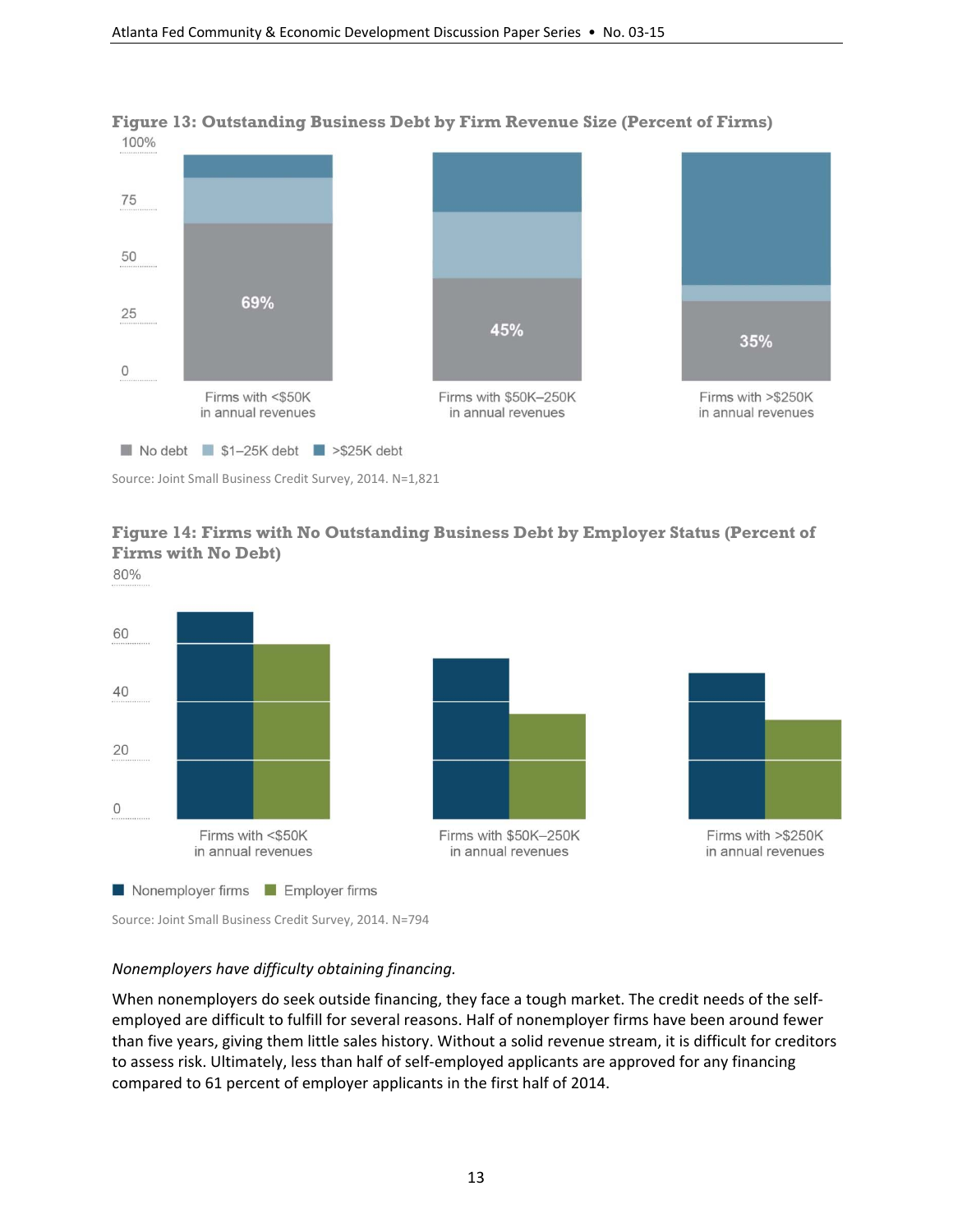**Figure 13: Outstanding Business Debt by Firm Revenue Size (Percent of Firms)**

| | Firms with <$50K in annual revenues | Firms with $50K–250K in annual revenues | Firms with >$250K in annual revenues |
|---|---|---|---|
| No debt | 69% | 45% | 35% |

No debt | $1–25K debt | >$25K debt

Source: Joint Small Business Credit Survey, 2014. N=1,821

**Figure 14: Firms with No Outstanding Business Debt by Employer Status (Percent of Firms with No Debt)**

Firms with <$50K in annual revenues | Firms with $50K–250K in annual revenues | Firms with >$250K in annual revenues

Nonemployer firms | Employer firms

Source: Joint Small Business Credit Survey, 2014. N=794

*Nonemployers have difficulty obtaining financing.*

When nonemployers do seek outside financing, they face a tough market. The credit needs of the self-employed are difficult to fulfill for several reasons. Half of nonemployer firms have been around fewer than five years, giving them little sales history. Without a solid revenue stream, it is difficult for creditors to assess risk. Ultimately, less than half of self-employed applicants are approved for any financing compared to 61 percent of employer applicants in the first half of 2014.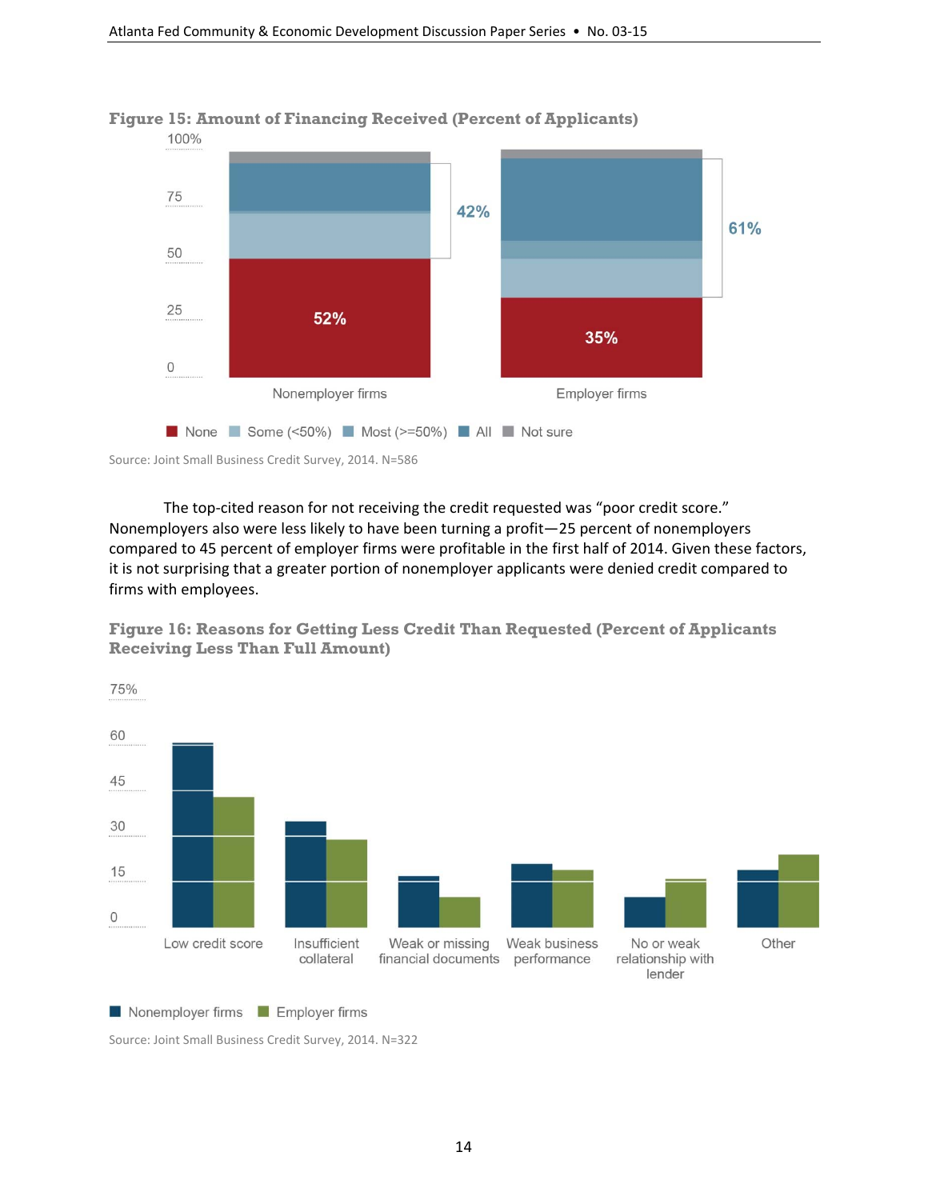**Figure 15: Amount of Financing Received (Percent of Applicants)**

Source: Joint Small Business Credit Survey, 2014. N=586

The top-cited reason for not receiving the credit requested was "poor credit score." Nonemployers also were less likely to have been turning a profit—25 percent of nonemployers compared to 45 percent of employer firms were profitable in the first half of 2014. Given these factors, it is not surprising that a greater portion of nonemployer applicants were denied credit compared to firms with employees.

**Figure 16: Reasons for Getting Less Credit Than Requested (Percent of Applicants Receiving Less Than Full Amount)**

Source: Joint Small Business Credit Survey, 2014. N=322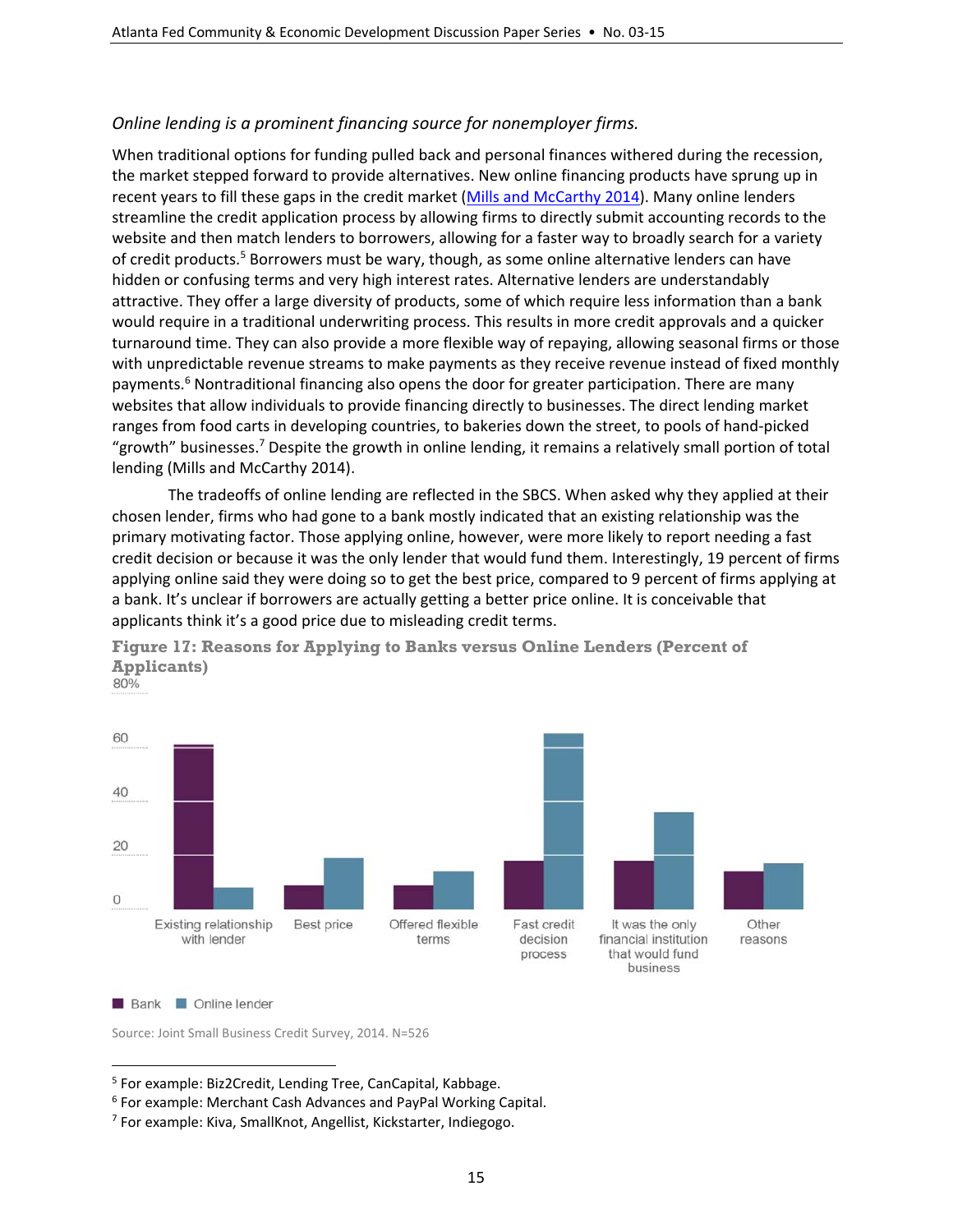*Online lending is a prominent financing source for nonemployer firms.*

When traditional options for funding pulled back and personal finances withered during the recession, the market stepped forward to provide alternatives. New online financing products have sprung up in recent years to fill these gaps in the credit market (Mills and McCarthy 2014). Many online lenders streamline the credit application process by allowing firms to directly submit accounting records to the website and then match lenders to borrowers, allowing for a faster way to broadly search for a variety of credit products.[5] Borrowers must be wary, though, as some online alternative lenders can have hidden or confusing terms and very high interest rates. Alternative lenders are understandably attractive. They offer a large diversity of products, some of which require less information than a bank would require in a traditional underwriting process. This results in more credit approvals and a quicker turnaround time. They can also provide a more flexible way of repaying, allowing seasonal firms or those with unpredictable revenue streams to make payments as they receive revenue instead of fixed monthly payments.[6] Nontraditional financing also opens the door for greater participation. There are many websites that allow individuals to provide financing directly to businesses. The direct lending market ranges from food carts in developing countries, to bakeries down the street, to pools of hand-picked "growth" businesses.[7] Despite the growth in online lending, it remains a relatively small portion of total lending (Mills and McCarthy 2014).

The tradeoffs of online lending are reflected in the SBCS. When asked why they applied at their chosen lender, firms who had gone to a bank mostly indicated that an existing relationship was the primary motivating factor. Those applying online, however, were more likely to report needing a fast credit decision or because it was the only lender that would fund them. Interestingly, 19 percent of firms applying online said they were doing so to get the best price, compared to 9 percent of firms applying at a bank. It's unclear if borrowers are actually getting a better price online. It is conceivable that applicants think it's a good price due to misleading credit terms.

**Figure 17: Reasons for Applying to Banks versus Online Lenders (Percent of Applicants)**

Source: Joint Small Business Credit Survey, 2014. N=526

---

[5] For example: Biz2Credit, Lending Tree, CanCapital, Kabbage.

[6] For example: Merchant Cash Advances and PayPal Working Capital.

[7] For example: Kiva, SmallKnot, Angellist, Kickstarter, Indiegogo.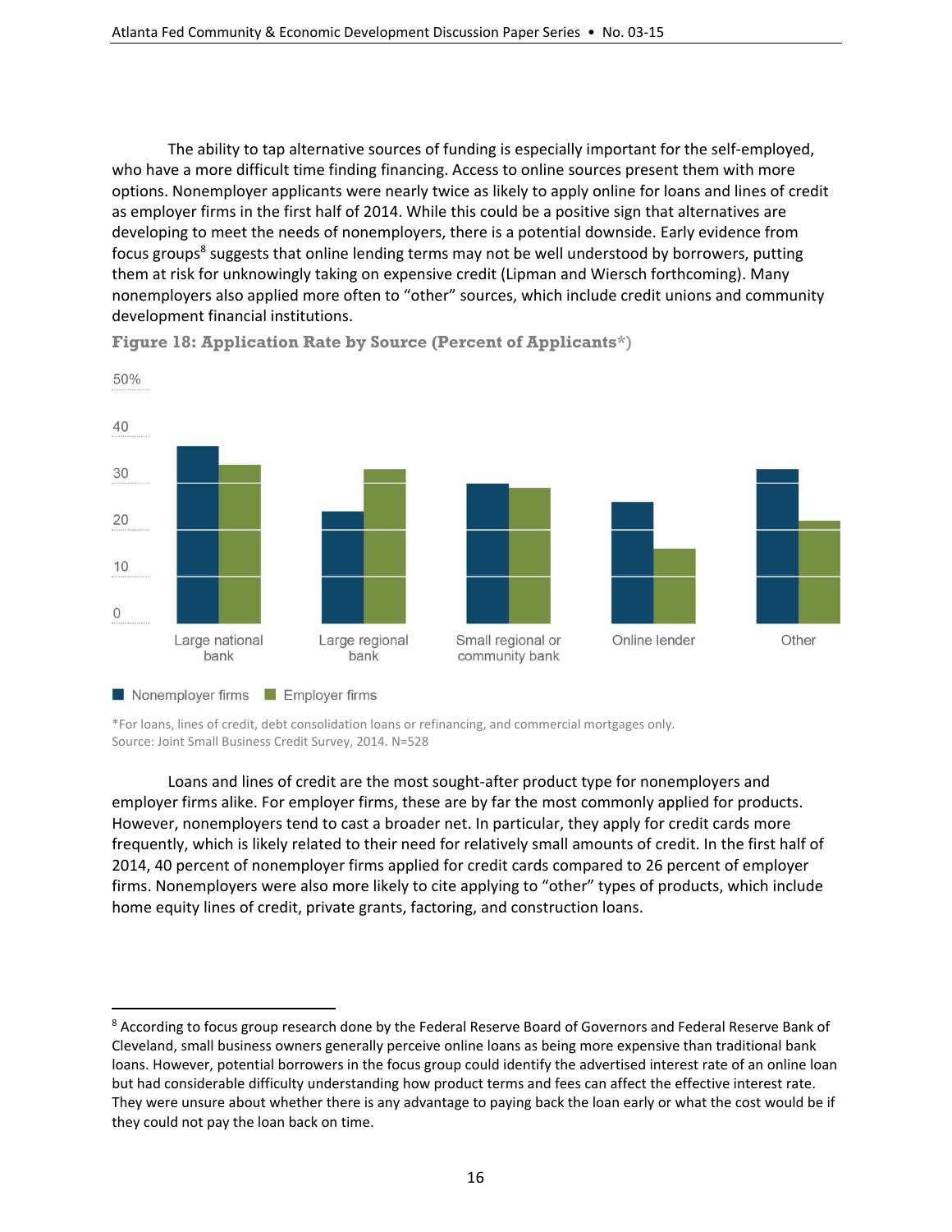The ability to tap alternative sources of funding is especially important for the self-employed, who have a more difficult time finding financing. Access to online sources present them with more options. Nonemployer applicants were nearly twice as likely to apply online for loans and lines of credit as employer firms in the first half of 2014. While this could be a positive sign that alternatives are developing to meet the needs of nonemployers, there is a potential downside. Early evidence from focus groups[8] suggests that online lending terms may not be well understood by borrowers, putting them at risk for unknowingly taking on expensive credit (Lipman and Wiersch forthcoming). Many nonemployers also applied more often to “other” sources, which include credit unions and community development financial institutions.

**Figure 18: Application Rate by Source (Percent of Applicants*)**

*For loans, lines of credit, debt consolidation loans or refinancing, and commercial mortgages only.
Source: Joint Small Business Credit Survey, 2014. N=528

Loans and lines of credit are the most sought-after product type for nonemployers and employer firms alike. For employer firms, these are by far the most commonly applied for products. However, nonemployers tend to cast a broader net. In particular, they apply for credit cards more frequently, which is likely related to their need for relatively small amounts of credit. In the first half of 2014, 40 percent of nonemployer firms applied for credit cards compared to 26 percent of employer firms. Nonemployers were also more likely to cite applying to “other” types of products, which include home equity lines of credit, private grants, factoring, and construction loans.

---

[8] According to focus group research done by the Federal Reserve Board of Governors and Federal Reserve Bank of Cleveland, small business owners generally perceive online loans as being more expensive than traditional bank loans. However, potential borrowers in the focus group could identify the advertised interest rate of an online loan but had considerable difficulty understanding how product terms and fees can affect the effective interest rate. They were unsure about whether there is any advantage to paying back the loan early or what the cost would be if they could not pay the loan back on time.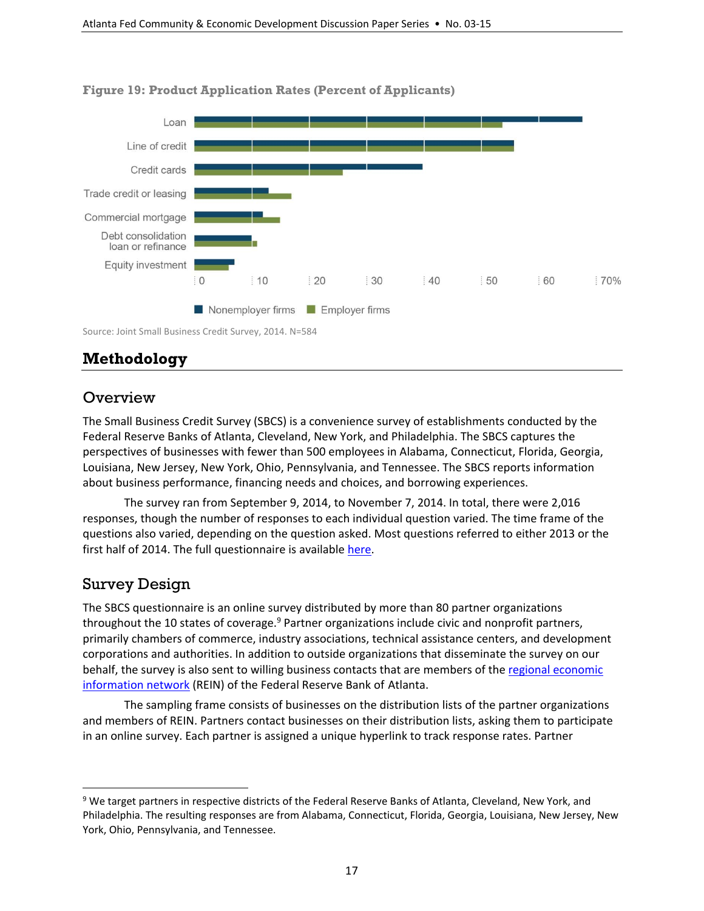**Figure 19: Product Application Rates (Percent of Applicants)**

Source: Joint Small Business Credit Survey, 2014. N=584

# Methodology

## Overview

The Small Business Credit Survey (SBCS) is a convenience survey of establishments conducted by the Federal Reserve Banks of Atlanta, Cleveland, New York, and Philadelphia. The SBCS captures the perspectives of businesses with fewer than 500 employees in Alabama, Connecticut, Florida, Georgia, Louisiana, New Jersey, New York, Ohio, Pennsylvania, and Tennessee. The SBCS reports information about business performance, financing needs and choices, and borrowing experiences.

The survey ran from September 9, 2014, to November 7, 2014. In total, there were 2,016 responses, though the number of responses to each individual question varied. The time frame of the questions also varied, depending on the question asked. Most questions referred to either 2013 or the first half of 2014. The full questionnaire is available here.

## Survey Design

The SBCS questionnaire is an online survey distributed by more than 80 partner organizations throughout the 10 states of coverage.[9] Partner organizations include civic and nonprofit partners, primarily chambers of commerce, industry associations, technical assistance centers, and development corporations and authorities. In addition to outside organizations that disseminate the survey on our behalf, the survey is also sent to willing business contacts that are members of the regional economic information network (REIN) of the Federal Reserve Bank of Atlanta.

The sampling frame consists of businesses on the distribution lists of the partner organizations and members of REIN. Partners contact businesses on their distribution lists, asking them to participate in an online survey. Each partner is assigned a unique hyperlink to track response rates. Partner

---

[9] We target partners in respective districts of the Federal Reserve Banks of Atlanta, Cleveland, New York, and Philadelphia. The resulting responses are from Alabama, Connecticut, Florida, Georgia, Louisiana, New Jersey, New York, Ohio, Pennsylvania, and Tennessee.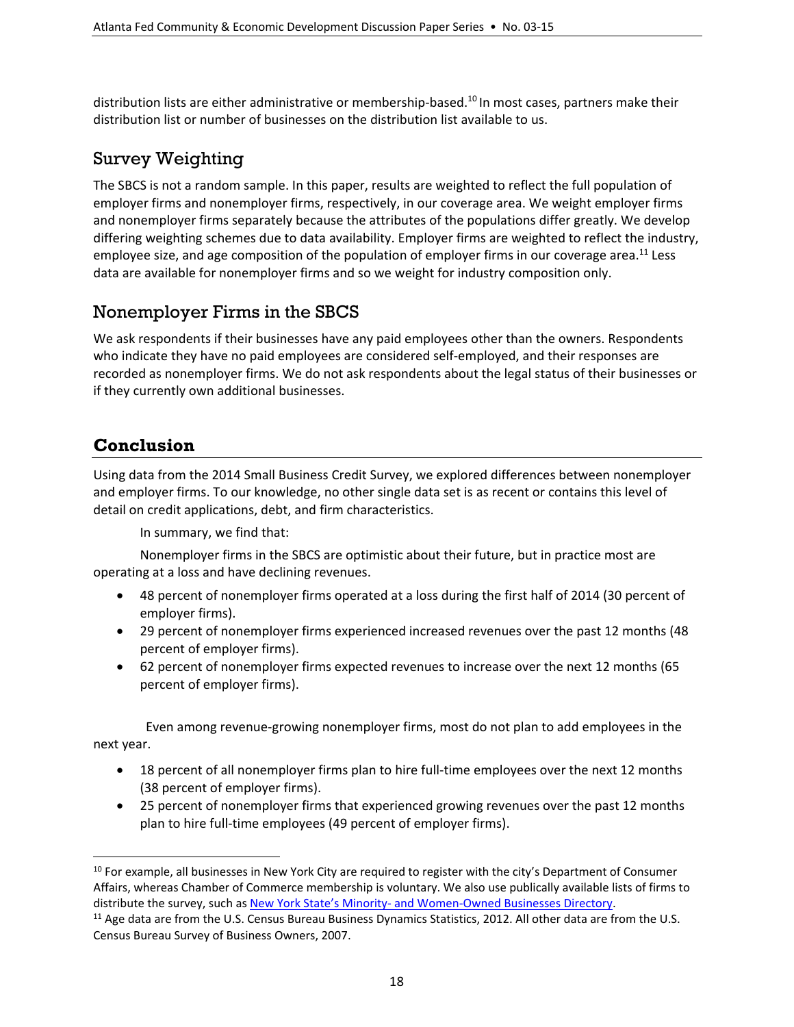distribution lists are either administrative or membership-based.[10] In most cases, partners make their distribution list or number of businesses on the distribution list available to us.

## Survey Weighting

The SBCS is not a random sample. In this paper, results are weighted to reflect the full population of employer firms and nonemployer firms, respectively, in our coverage area. We weight employer firms and nonemployer firms separately because the attributes of the populations differ greatly. We develop differing weighting schemes due to data availability. Employer firms are weighted to reflect the industry, employee size, and age composition of the population of employer firms in our coverage area.[11] Less data are available for nonemployer firms and so we weight for industry composition only.

## Nonemployer Firms in the SBCS

We ask respondents if their businesses have any paid employees other than the owners. Respondents who indicate they have no paid employees are considered self-employed, and their responses are recorded as nonemployer firms. We do not ask respondents about the legal status of their businesses or if they currently own additional businesses.

# Conclusion

Using data from the 2014 Small Business Credit Survey, we explored differences between nonemployer and employer firms. To our knowledge, no other single data set is as recent or contains this level of detail on credit applications, debt, and firm characteristics.

In summary, we find that:

Nonemployer firms in the SBCS are optimistic about their future, but in practice most are operating at a loss and have declining revenues.

- 48 percent of nonemployer firms operated at a loss during the first half of 2014 (30 percent of employer firms).
- 29 percent of nonemployer firms experienced increased revenues over the past 12 months (48 percent of employer firms).
- 62 percent of nonemployer firms expected revenues to increase over the next 12 months (65 percent of employer firms).

Even among revenue-growing nonemployer firms, most do not plan to add employees in the next year.

- 18 percent of all nonemployer firms plan to hire full-time employees over the next 12 months (38 percent of employer firms).
- 25 percent of nonemployer firms that experienced growing revenues over the past 12 months plan to hire full-time employees (49 percent of employer firms).

---

[10] For example, all businesses in New York City are required to register with the city's Department of Consumer Affairs, whereas Chamber of Commerce membership is voluntary. We also use publically available lists of firms to distribute the survey, such as [New York State's Minority- and Women-Owned Businesses Directory](#).

[11] Age data are from the U.S. Census Bureau Business Dynamics Statistics, 2012. All other data are from the U.S. Census Bureau Survey of Business Owners, 2007.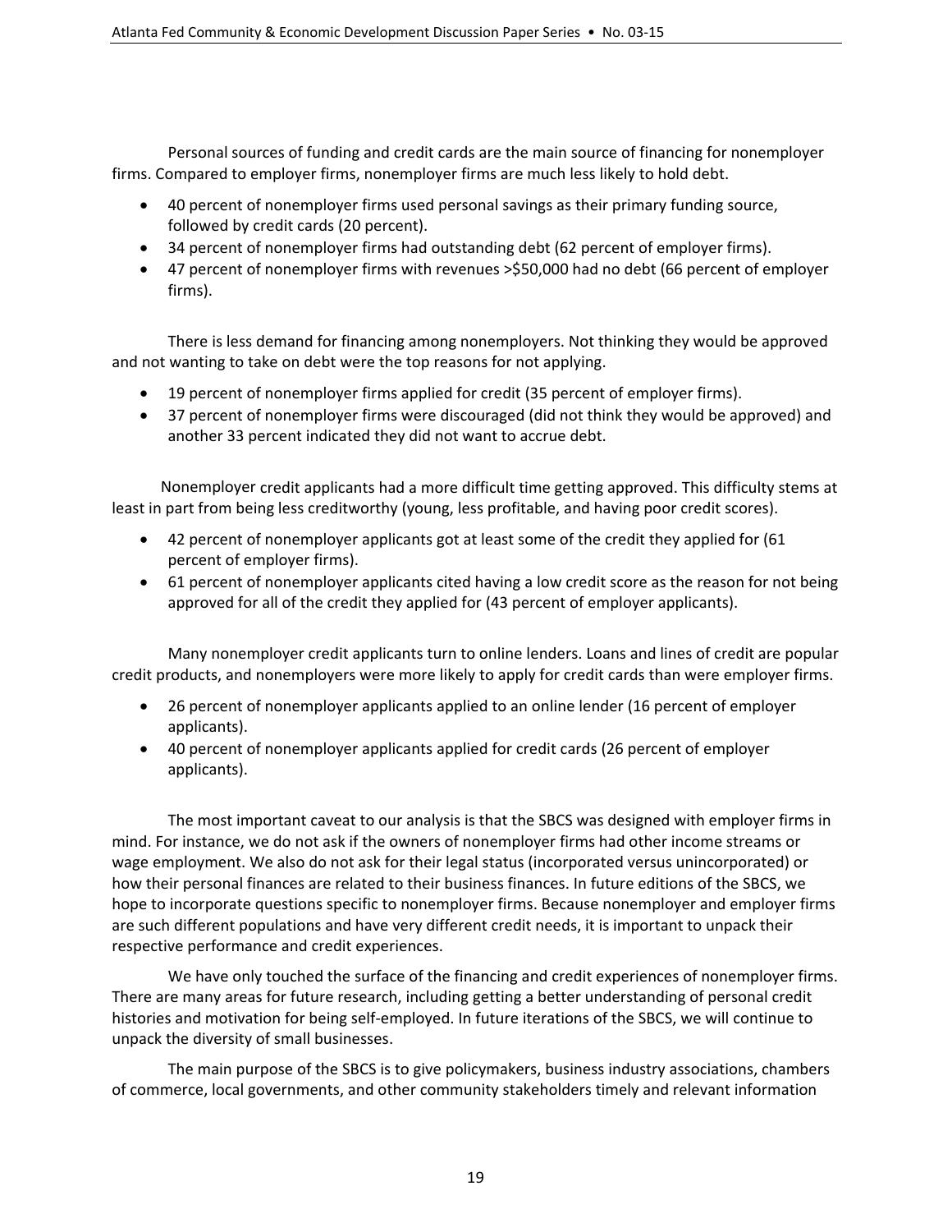Personal sources of funding and credit cards are the main source of financing for nonemployer firms. Compared to employer firms, nonemployer firms are much less likely to hold debt.

- 40 percent of nonemployer firms used personal savings as their primary funding source, followed by credit cards (20 percent).
- 34 percent of nonemployer firms had outstanding debt (62 percent of employer firms).
- 47 percent of nonemployer firms with revenues >$50,000 had no debt (66 percent of employer firms).

There is less demand for financing among nonemployers. Not thinking they would be approved and not wanting to take on debt were the top reasons for not applying.

- 19 percent of nonemployer firms applied for credit (35 percent of employer firms).
- 37 percent of nonemployer firms were discouraged (did not think they would be approved) and another 33 percent indicated they did not want to accrue debt.

Nonemployer credit applicants had a more difficult time getting approved. This difficulty stems at least in part from being less creditworthy (young, less profitable, and having poor credit scores).

- 42 percent of nonemployer applicants got at least some of the credit they applied for (61 percent of employer firms).
- 61 percent of nonemployer applicants cited having a low credit score as the reason for not being approved for all of the credit they applied for (43 percent of employer applicants).

Many nonemployer credit applicants turn to online lenders. Loans and lines of credit are popular credit products, and nonemployers were more likely to apply for credit cards than were employer firms.

- 26 percent of nonemployer applicants applied to an online lender (16 percent of employer applicants).
- 40 percent of nonemployer applicants applied for credit cards (26 percent of employer applicants).

The most important caveat to our analysis is that the SBCS was designed with employer firms in mind. For instance, we do not ask if the owners of nonemployer firms had other income streams or wage employment. We also do not ask for their legal status (incorporated versus unincorporated) or how their personal finances are related to their business finances. In future editions of the SBCS, we hope to incorporate questions specific to nonemployer firms. Because nonemployer and employer firms are such different populations and have very different credit needs, it is important to unpack their respective performance and credit experiences.

We have only touched the surface of the financing and credit experiences of nonemployer firms. There are many areas for future research, including getting a better understanding of personal credit histories and motivation for being self-employed. In future iterations of the SBCS, we will continue to unpack the diversity of small businesses.

The main purpose of the SBCS is to give policymakers, business industry associations, chambers of commerce, local governments, and other community stakeholders timely and relevant information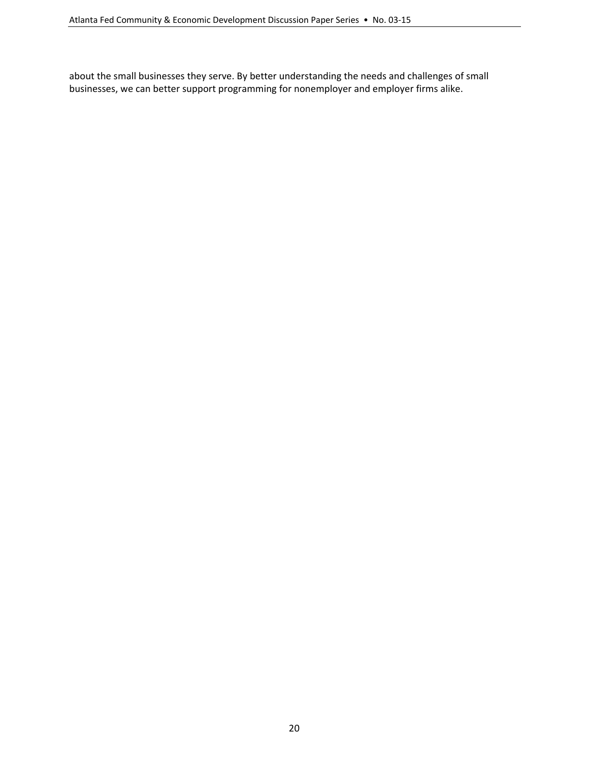about the small businesses they serve. By better understanding the needs and challenges of small businesses, we can better support programming for nonemployer and employer firms alike.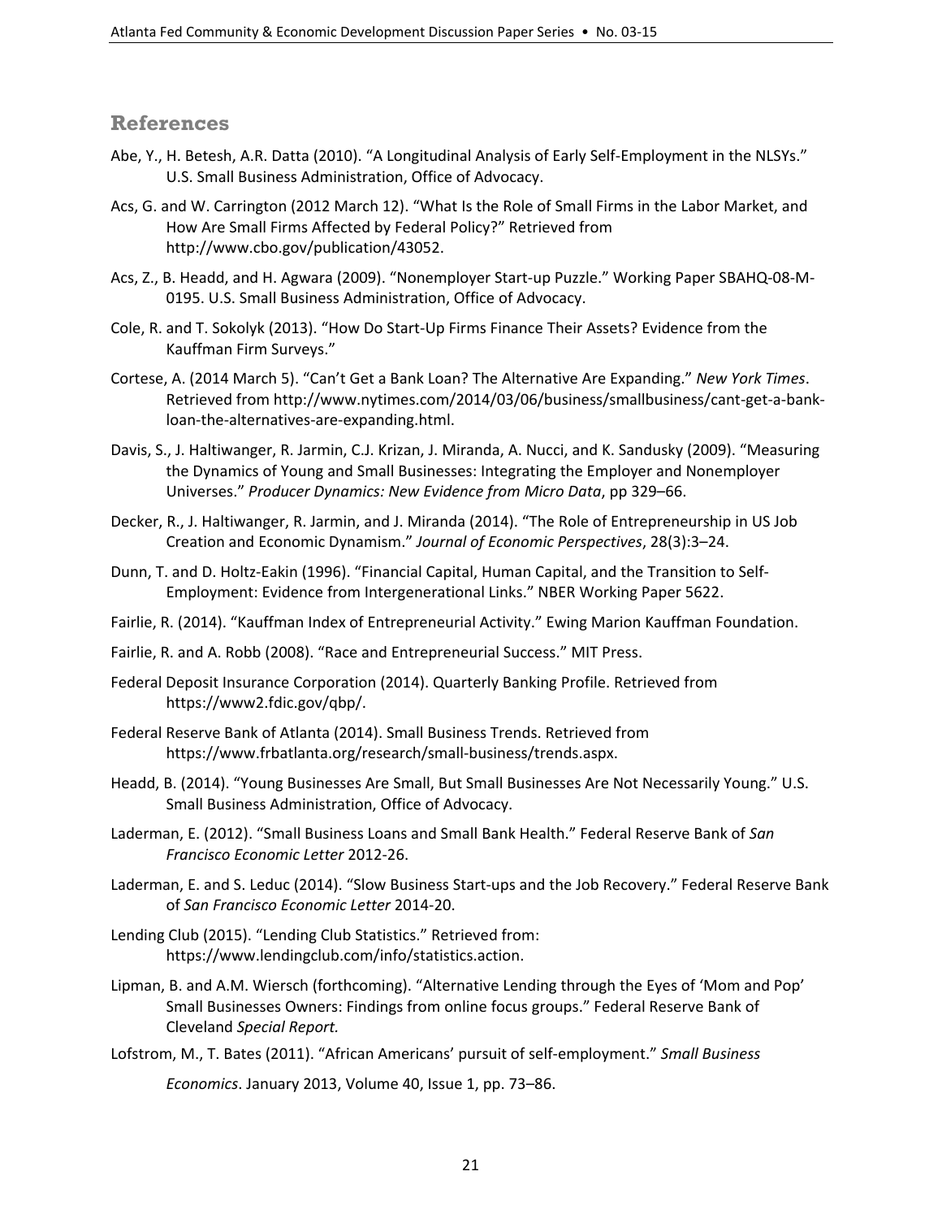## References

Abe, Y., H. Betesh, A.R. Datta (2010). "A Longitudinal Analysis of Early Self-Employment in the NLSYs." U.S. Small Business Administration, Office of Advocacy.

Acs, G. and W. Carrington (2012 March 12). "What Is the Role of Small Firms in the Labor Market, and How Are Small Firms Affected by Federal Policy?" Retrieved from http://www.cbo.gov/publication/43052.

Acs, Z., B. Headd, and H. Agwara (2009). "Nonemployer Start-up Puzzle." Working Paper SBAHQ-08-M-0195. U.S. Small Business Administration, Office of Advocacy.

Cole, R. and T. Sokolyk (2013). "How Do Start-Up Firms Finance Their Assets? Evidence from the Kauffman Firm Surveys."

Cortese, A. (2014 March 5). "Can't Get a Bank Loan? The Alternative Are Expanding." *New York Times*. Retrieved from http://www.nytimes.com/2014/03/06/business/smallbusiness/cant-get-a-bank-loan-the-alternatives-are-expanding.html.

Davis, S., J. Haltiwanger, R. Jarmin, C.J. Krizan, J. Miranda, A. Nucci, and K. Sandusky (2009). "Measuring the Dynamics of Young and Small Businesses: Integrating the Employer and Nonemployer Universes." *Producer Dynamics: New Evidence from Micro Data*, pp 329–66.

Decker, R., J. Haltiwanger, R. Jarmin, and J. Miranda (2014). "The Role of Entrepreneurship in US Job Creation and Economic Dynamism." *Journal of Economic Perspectives*, 28(3):3–24.

Dunn, T. and D. Holtz-Eakin (1996). "Financial Capital, Human Capital, and the Transition to Self-Employment: Evidence from Intergenerational Links." NBER Working Paper 5622.

Fairlie, R. (2014). "Kauffman Index of Entrepreneurial Activity." Ewing Marion Kauffman Foundation.

Fairlie, R. and A. Robb (2008). "Race and Entrepreneurial Success." MIT Press.

Federal Deposit Insurance Corporation (2014). Quarterly Banking Profile. Retrieved from https://www2.fdic.gov/qbp/.

Federal Reserve Bank of Atlanta (2014). Small Business Trends. Retrieved from https://www.frbatlanta.org/research/small-business/trends.aspx.

Headd, B. (2014). "Young Businesses Are Small, But Small Businesses Are Not Necessarily Young." U.S. Small Business Administration, Office of Advocacy.

Laderman, E. (2012). "Small Business Loans and Small Bank Health." Federal Reserve Bank of *San Francisco Economic Letter* 2012-26.

Laderman, E. and S. Leduc (2014). "Slow Business Start-ups and the Job Recovery." Federal Reserve Bank of *San Francisco Economic Letter* 2014-20.

Lending Club (2015). "Lending Club Statistics." Retrieved from: https://www.lendingclub.com/info/statistics.action.

Lipman, B. and A.M. Wiersch (forthcoming). "Alternative Lending through the Eyes of 'Mom and Pop' Small Businesses Owners: Findings from online focus groups." Federal Reserve Bank of Cleveland *Special Report.*

Lofstrom, M., T. Bates (2011). "African Americans' pursuit of self-employment." *Small Business Economics*. January 2013, Volume 40, Issue 1, pp. 73–86.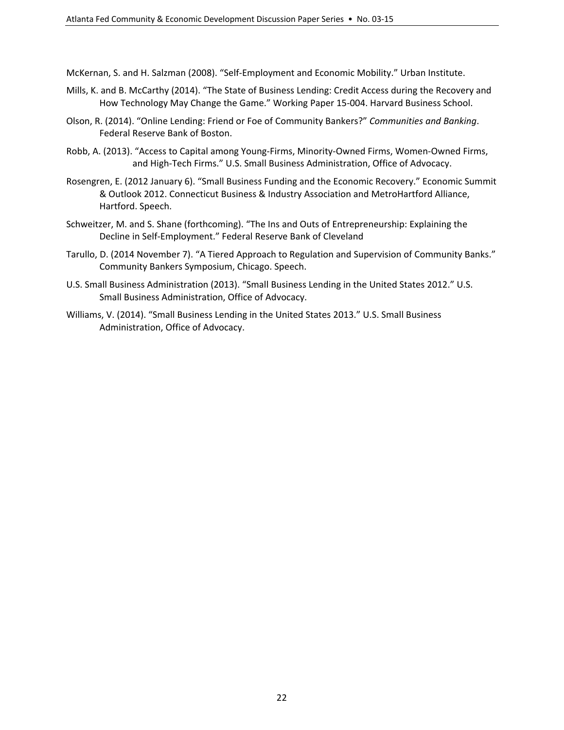McKernan, S. and H. Salzman (2008). “Self-Employment and Economic Mobility.” Urban Institute.

Mills, K. and B. McCarthy (2014). “The State of Business Lending: Credit Access during the Recovery and How Technology May Change the Game.” Working Paper 15-004. Harvard Business School.

Olson, R. (2014). “Online Lending: Friend or Foe of Community Bankers?” *Communities and Banking*. Federal Reserve Bank of Boston.

Robb, A. (2013). “Access to Capital among Young-Firms, Minority-Owned Firms, Women-Owned Firms, and High-Tech Firms.” U.S. Small Business Administration, Office of Advocacy.

Rosengren, E. (2012 January 6). “Small Business Funding and the Economic Recovery.” Economic Summit & Outlook 2012. Connecticut Business & Industry Association and MetroHartford Alliance, Hartford. Speech.

Schweitzer, M. and S. Shane (forthcoming). “The Ins and Outs of Entrepreneurship: Explaining the Decline in Self-Employment.” Federal Reserve Bank of Cleveland

Tarullo, D. (2014 November 7). “A Tiered Approach to Regulation and Supervision of Community Banks.” Community Bankers Symposium, Chicago. Speech.

U.S. Small Business Administration (2013). “Small Business Lending in the United States 2012.” U.S. Small Business Administration, Office of Advocacy.

Williams, V. (2014). “Small Business Lending in the United States 2013.” U.S. Small Business Administration, Office of Advocacy.